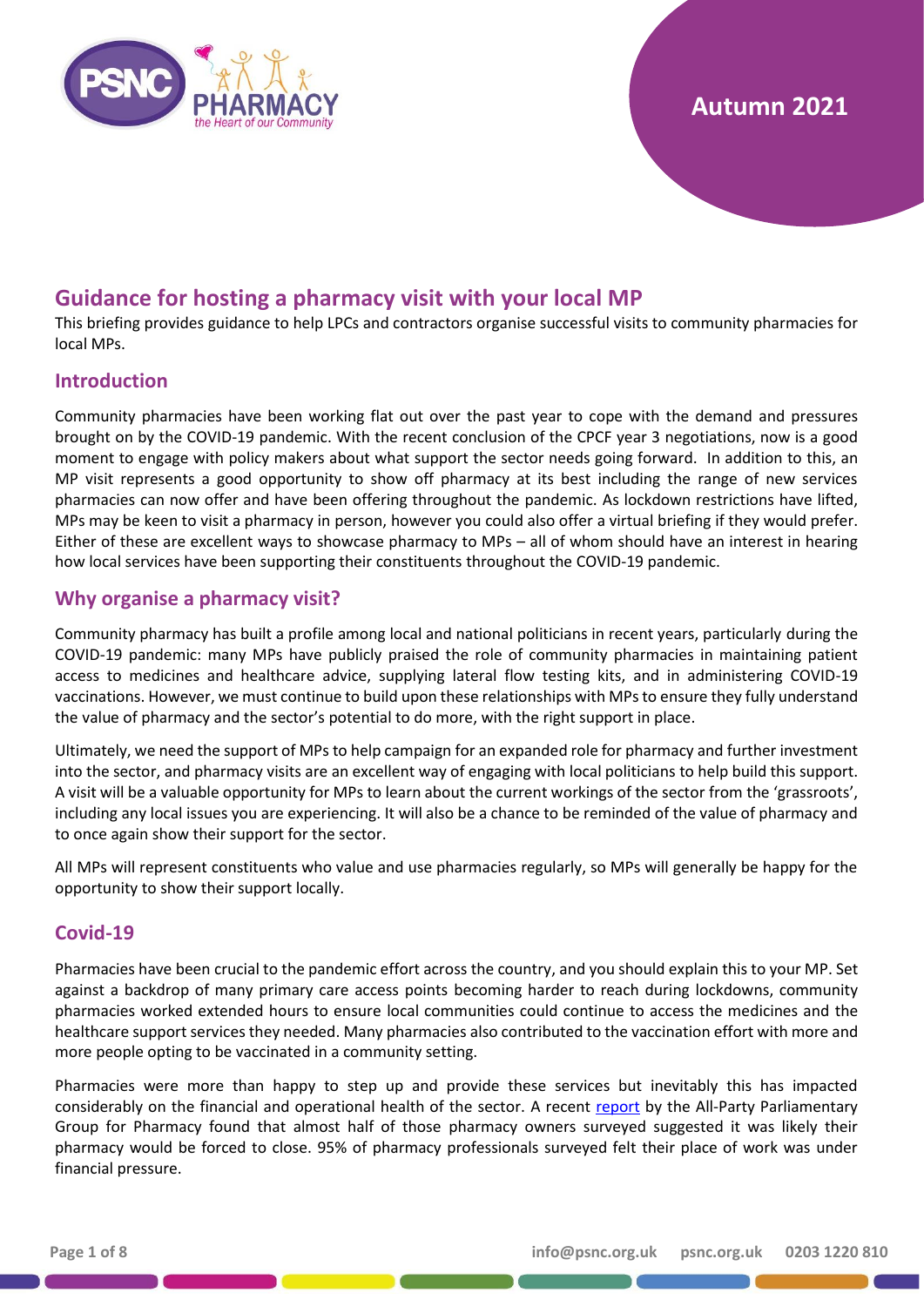Autumn 2021

# Guidance for hosting a pharmacy visit with your local MP

This briefing provides guidance to help LPCs and contractors organise successful visits to community pharmacies for local MPs.

## Introduction

Community pharmacies have been working flat out over the past year to cope with the demand and pressures brought on by the COVID-19 pandemic. With the recent conclusion of the CPCF year 3 negotiations, now is a good moment to engage with policy makers about what support the sector needs going forward. In addition to this, an MP visit represents a good opportunity to show off pharmacy at its best including the range of new services pharmacies can now offer and have been offering throughout the pandemic. As lockdown restrictions have lifted, MPs may be keen to visit a pharmacy in person, however you could also offer a virtual briefing if they would prefer. Either of these are excellent ways to showcase pharmacy to MPs – all of whom should have an interest in hearing how local services have been supporting their constituents throughout the COVID-19 pandemic.

## Why organise a pharmacy visit?

Community pharmacy has built a profile among local and national politicians in recent years, particularly during the COVID-19 pandemic: many MPs have publicly praised the role of community pharmacies in maintaining patient access to medicines and healthcare advice, supplying lateral flow testing kits, and in administering COVID-19 vaccinations. However, we must continue to build upon these relationships with MPs to ensure they fully understand the value of pharmacy and the sector's potential to do more, with the right support in place.

Ultimately, we need the support of MPs to help campaign for an expanded role for pharmacy and further investment into the sector, and pharmacy visits are an excellent way of engaging with local politicians to help build this support. A visit will be a valuable opportunity for MPs to learn about the current workings of the sector from the 'grassroots', including any local issues you are experiencing. It will also be a chance to be reminded of the value of pharmacy and to once again show their support for the sector.

All MPs will represent constituents who value and use pharmacies regularly, so MPs will generally be happy for the opportunity to show their support locally.

## Covid-19

Pharmacies have been crucial to the pandemic effort across the country, and you should explain this to your MP. Set against a backdrop of many primary care access points becoming harder to reach during lockdowns, community pharmacies worked extended hours to ensure local communities could continue to access the medicines and the healthcare support services they needed. Many pharmacies also contributed to the vaccination effort with more and more people opting to be vaccinated in a community setting.

Pharmacies were more than happy to step up and provide these services but inevitably this has impacted considerably on the financial and operational health of the sector. A recent report by the All-Party Parliamentary Group for Pharmacy found that almost half of those pharmacy owners surveyed suggested it was likely their pharmacy would be forced to close. 95% of pharmacy professionals surveyed felt their place of work was under financial pressure.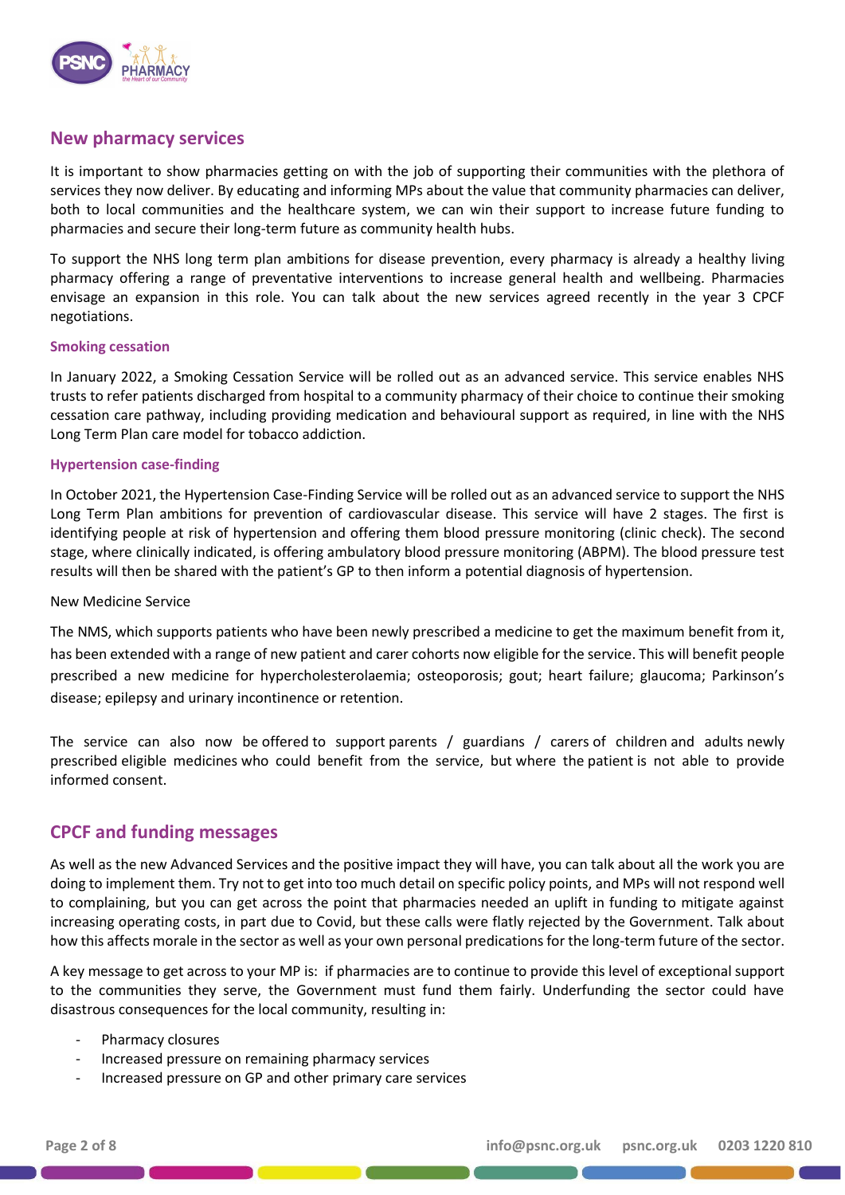## New pharmacy services

It is important to show pharmacies getting on with the job of supporting their communities with the plethora of services they now deliver. By educating and informing MPs about the value that community pharmacies can deliver, both to local communities and the healthcare system, we can win their support to increase future funding to pharmacies and secure their long-term future as community health hubs.

To support the NHS long term plan ambitions for disease prevention, every pharmacy is already a healthy living pharmacy offering a range of preventative interventions to increase general health and wellbeing. Pharmacies envisage an expansion in this role. You can talk about the new services agreed recently in the year 3 CPCF negotiations.

### Smoking cessation

In January 2022, a Smoking Cessation Service will be rolled out as an advanced service. This service enables NHS trusts to refer patients discharged from hospital to a community pharmacy of their choice to continue their smoking cessation care pathway, including providing medication and behavioural support as required, in line with the NHS Long Term Plan care model for tobacco addiction.

### Hypertension case-finding

In October 2021, the Hypertension Case-Finding Service will be rolled out as an advanced service to support the NHS Long Term Plan ambitions for prevention of cardiovascular disease. This service will have 2 stages. The first is identifying people at risk of hypertension and offering them blood pressure monitoring (clinic check). The second stage, where clinically indicated, is offering ambulatory blood pressure monitoring (ABPM). The blood pressure test results will then be shared with the patient's GP to then inform a potential diagnosis of hypertension.

New Medicine Service

The NMS, which supports patients who have been newly prescribed a medicine to get the maximum benefit from it, has been extended with a range of new patient and carer cohorts now eligible for the service. This will benefit people prescribed a new medicine for hypercholesterolaemia; osteoporosis; gout; heart failure; glaucoma; Parkinson's disease; epilepsy and urinary incontinence or retention.

The service can also now be offered to support parents / guardians / carers of children and adults newly prescribed eligible medicines who could benefit from the service, but where the patient is not able to provide informed consent.

## CPCF and funding messages

As well as the new Advanced Services and the positive impact they will have, you can talk about all the work you are doing to implement them. Try not to get into too much detail on specific policy points, and MPs will not respond well to complaining, but you can get across the point that pharmacies needed an uplift in funding to mitigate against increasing operating costs, in part due to Covid, but these calls were flatly rejected by the Government. Talk about how this affects morale in the sector as well as your own personal predications for the long-term future of the sector.

A key message to get across to your MP is: if pharmacies are to continue to provide this level of exceptional support to the communities they serve, the Government must fund them fairly. Underfunding the sector could have disastrous consequences for the local community, resulting in:

- Pharmacy closures
- Increased pressure on remaining pharmacy services
- Increased pressure on GP and other primary care services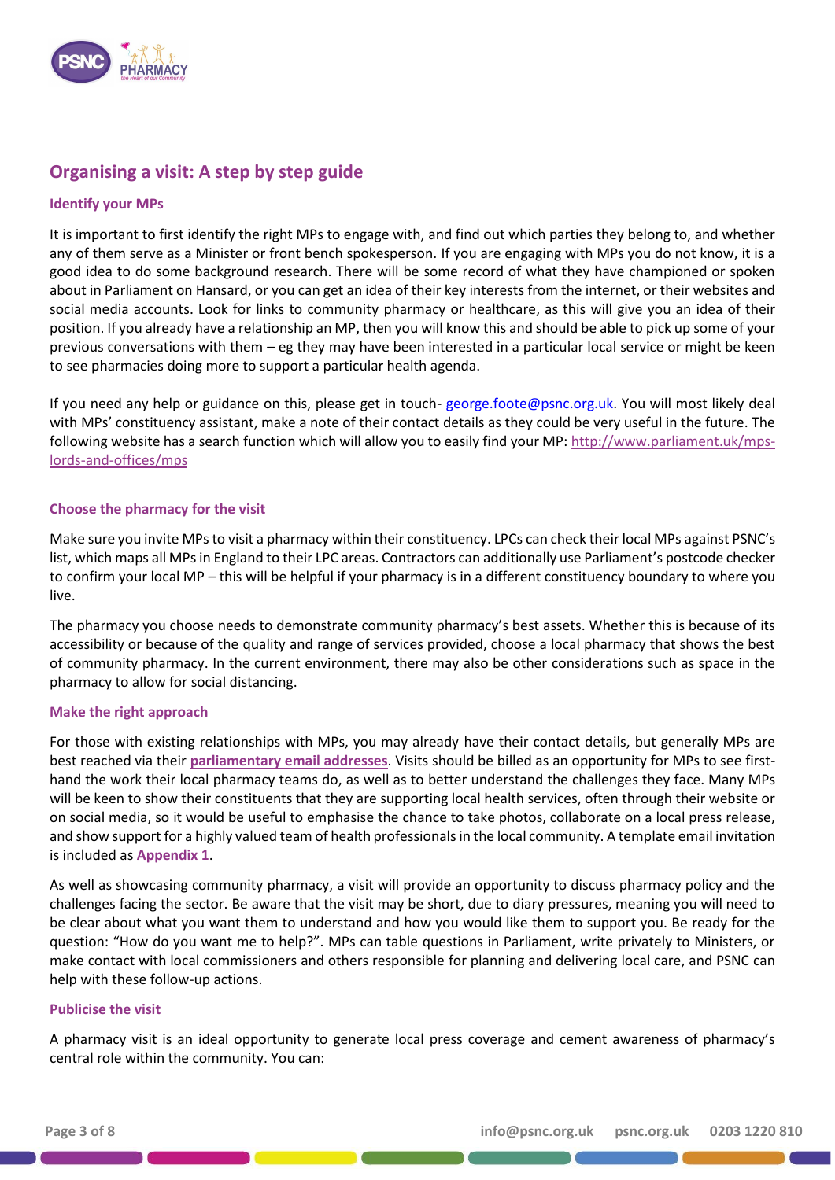## Organising a visit: A step by step guide

### Identify your MPs

It is important to first identify the right MPs to engage with, and find out which parties they belong to, and whether any of them serve as a Minister or front bench spokesperson. If you are engaging with MPs you do not know, it is a good idea to do some background research. There will be some record of what they have championed or spoken about in Parliament on Hansard, or you can get an idea of their key interests from the internet, or their websites and social media accounts. Look for links to community pharmacy or healthcare, as this will give you an idea of their position. If you already have a relationship an MP, then you will know this and should be able to pick up some of your previous conversations with them – eg they may have been interested in a particular local service or might be keen to see pharmacies doing more to support a particular health agenda.

If you need any help or guidance on this, please get in touch- george.foote@psnc.org.uk. You will most likely deal with MPs' constituency assistant, make a note of their contact details as they could be very useful in the future. The following website has a search function which will allow you to easily find your MP: http://www.parliament.uk/mps-lords-and-offices/mps

### Choose the pharmacy for the visit

Make sure you invite MPs to visit a pharmacy within their constituency. LPCs can check their local MPs against PSNC's list, which maps all MPs in England to their LPC areas. Contractors can additionally use Parliament's postcode checker to confirm your local MP – this will be helpful if your pharmacy is in a different constituency boundary to where you live.

The pharmacy you choose needs to demonstrate community pharmacy's best assets. Whether this is because of its accessibility or because of the quality and range of services provided, choose a local pharmacy that shows the best of community pharmacy. In the current environment, there may also be other considerations such as space in the pharmacy to allow for social distancing.

### Make the right approach

For those with existing relationships with MPs, you may already have their contact details, but generally MPs are best reached via their **parliamentary email addresses**. Visits should be billed as an opportunity for MPs to see first-hand the work their local pharmacy teams do, as well as to better understand the challenges they face. Many MPs will be keen to show their constituents that they are supporting local health services, often through their website or on social media, so it would be useful to emphasise the chance to take photos, collaborate on a local press release, and show support for a highly valued team of health professionals in the local community. A template email invitation is included as **Appendix 1**.

As well as showcasing community pharmacy, a visit will provide an opportunity to discuss pharmacy policy and the challenges facing the sector. Be aware that the visit may be short, due to diary pressures, meaning you will need to be clear about what you want them to understand and how you would like them to support you. Be ready for the question: "How do you want me to help?". MPs can table questions in Parliament, write privately to Ministers, or make contact with local commissioners and others responsible for planning and delivering local care, and PSNC can help with these follow-up actions.

### Publicise the visit

A pharmacy visit is an ideal opportunity to generate local press coverage and cement awareness of pharmacy's central role within the community. You can: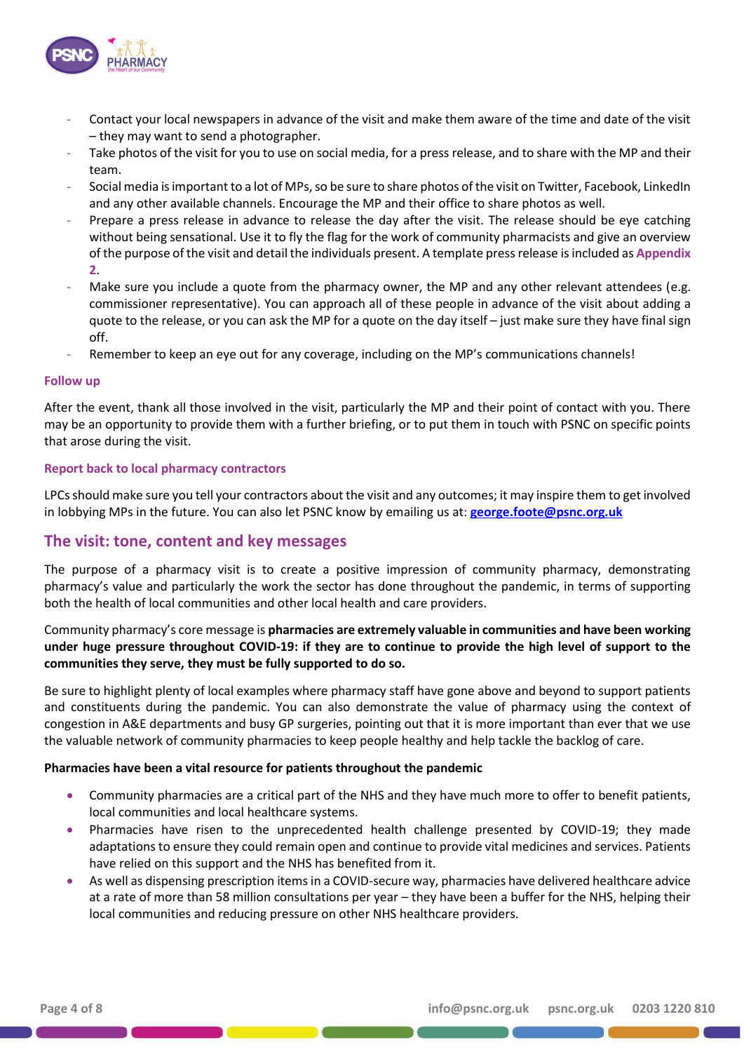- Contact your local newspapers in advance of the visit and make them aware of the time and date of the visit – they may want to send a photographer.
- Take photos of the visit for you to use on social media, for a press release, and to share with the MP and their team.
- Social media is important to a lot of MPs, so be sure to share photos of the visit on Twitter, Facebook, LinkedIn and any other available channels. Encourage the MP and their office to share photos as well.
- Prepare a press release in advance to release the day after the visit. The release should be eye catching without being sensational. Use it to fly the flag for the work of community pharmacists and give an overview of the purpose of the visit and detail the individuals present. A template press release is included as **Appendix 2**.
- Make sure you include a quote from the pharmacy owner, the MP and any other relevant attendees (e.g. commissioner representative). You can approach all of these people in advance of the visit about adding a quote to the release, or you can ask the MP for a quote on the day itself – just make sure they have final sign off.
- Remember to keep an eye out for any coverage, including on the MP's communications channels!

### Follow up

After the event, thank all those involved in the visit, particularly the MP and their point of contact with you. There may be an opportunity to provide them with a further briefing, or to put them in touch with PSNC on specific points that arose during the visit.

### Report back to local pharmacy contractors

LPCs should make sure you tell your contractors about the visit and any outcomes; it may inspire them to get involved in lobbying MPs in the future. You can also let PSNC know by emailing us at: **george.foote@psnc.org.uk**

## The visit: tone, content and key messages

The purpose of a pharmacy visit is to create a positive impression of community pharmacy, demonstrating pharmacy's value and particularly the work the sector has done throughout the pandemic, in terms of supporting both the health of local communities and other local health and care providers.

Community pharmacy's core message is **pharmacies are extremely valuable in communities and have been working under huge pressure throughout COVID-19: if they are to continue to provide the high level of support to the communities they serve, they must be fully supported to do so.**

Be sure to highlight plenty of local examples where pharmacy staff have gone above and beyond to support patients and constituents during the pandemic. You can also demonstrate the value of pharmacy using the context of congestion in A&E departments and busy GP surgeries, pointing out that it is more important than ever that we use the valuable network of community pharmacies to keep people healthy and help tackle the backlog of care.

**Pharmacies have been a vital resource for patients throughout the pandemic**

- Community pharmacies are a critical part of the NHS and they have much more to offer to benefit patients, local communities and local healthcare systems.
- Pharmacies have risen to the unprecedented health challenge presented by COVID-19; they made adaptations to ensure they could remain open and continue to provide vital medicines and services. Patients have relied on this support and the NHS has benefited from it.
- As well as dispensing prescription items in a COVID-secure way, pharmacies have delivered healthcare advice at a rate of more than 58 million consultations per year – they have been a buffer for the NHS, helping their local communities and reducing pressure on other NHS healthcare providers.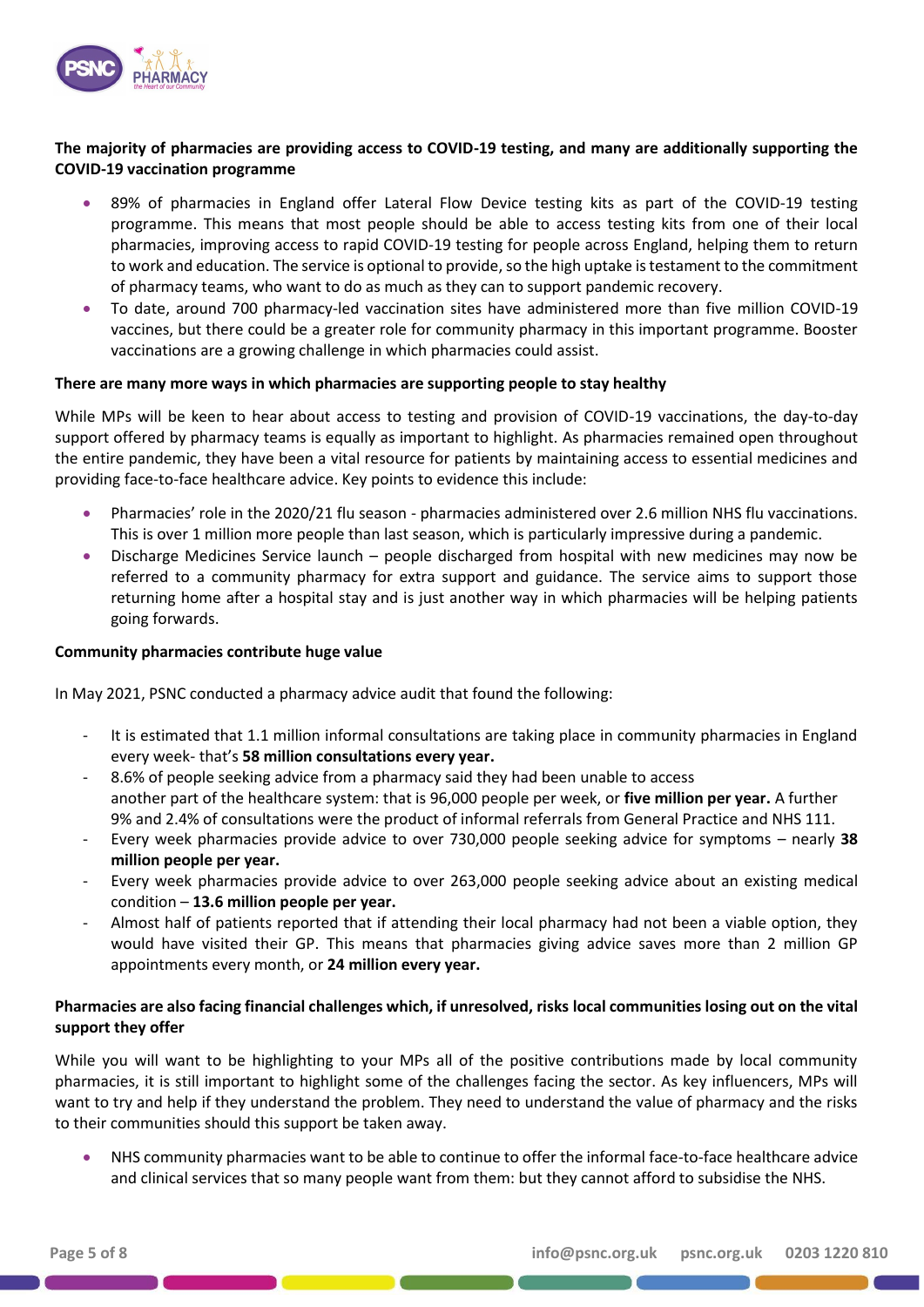**The majority of pharmacies are providing access to COVID-19 testing, and many are additionally supporting the COVID-19 vaccination programme**

- 89% of pharmacies in England offer Lateral Flow Device testing kits as part of the COVID-19 testing programme. This means that most people should be able to access testing kits from one of their local pharmacies, improving access to rapid COVID-19 testing for people across England, helping them to return to work and education. The service is optional to provide, so the high uptake is testament to the commitment of pharmacy teams, who want to do as much as they can to support pandemic recovery.
- To date, around 700 pharmacy-led vaccination sites have administered more than five million COVID-19 vaccines, but there could be a greater role for community pharmacy in this important programme. Booster vaccinations are a growing challenge in which pharmacies could assist.

**There are many more ways in which pharmacies are supporting people to stay healthy**

While MPs will be keen to hear about access to testing and provision of COVID-19 vaccinations, the day-to-day support offered by pharmacy teams is equally as important to highlight. As pharmacies remained open throughout the entire pandemic, they have been a vital resource for patients by maintaining access to essential medicines and providing face-to-face healthcare advice. Key points to evidence this include:

- Pharmacies' role in the 2020/21 flu season - pharmacies administered over 2.6 million NHS flu vaccinations. This is over 1 million more people than last season, which is particularly impressive during a pandemic.
- Discharge Medicines Service launch – people discharged from hospital with new medicines may now be referred to a community pharmacy for extra support and guidance. The service aims to support those returning home after a hospital stay and is just another way in which pharmacies will be helping patients going forwards.

**Community pharmacies contribute huge value**

In May 2021, PSNC conducted a pharmacy advice audit that found the following:

- It is estimated that 1.1 million informal consultations are taking place in community pharmacies in England every week- that's **58 million consultations every year.**
- 8.6% of people seeking advice from a pharmacy said they had been unable to access another part of the healthcare system: that is 96,000 people per week, or **five million per year.** A further 9% and 2.4% of consultations were the product of informal referrals from General Practice and NHS 111.
- Every week pharmacies provide advice to over 730,000 people seeking advice for symptoms – nearly **38 million people per year.**
- Every week pharmacies provide advice to over 263,000 people seeking advice about an existing medical condition – **13.6 million people per year.**
- Almost half of patients reported that if attending their local pharmacy had not been a viable option, they would have visited their GP. This means that pharmacies giving advice saves more than 2 million GP appointments every month, or **24 million every year.**

**Pharmacies are also facing financial challenges which, if unresolved, risks local communities losing out on the vital support they offer**

While you will want to be highlighting to your MPs all of the positive contributions made by local community pharmacies, it is still important to highlight some of the challenges facing the sector. As key influencers, MPs will want to try and help if they understand the problem. They need to understand the value of pharmacy and the risks to their communities should this support be taken away.

- NHS community pharmacies want to be able to continue to offer the informal face-to-face healthcare advice and clinical services that so many people want from them: but they cannot afford to subsidise the NHS.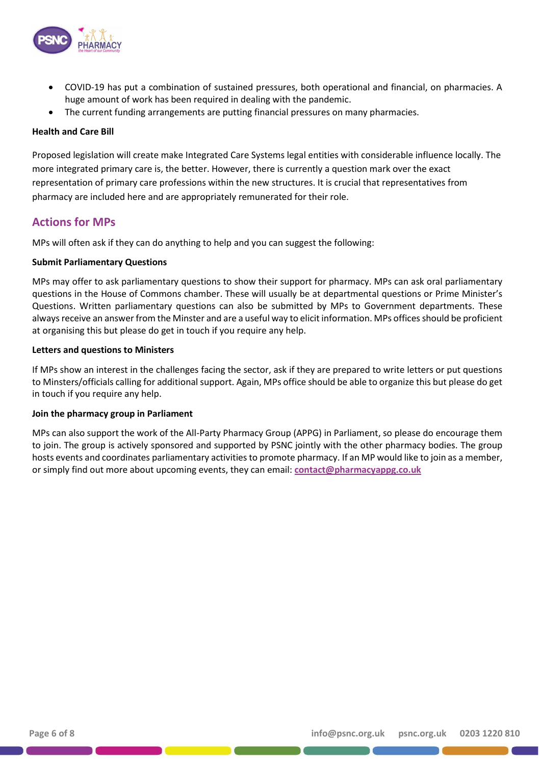- COVID-19 has put a combination of sustained pressures, both operational and financial, on pharmacies. A huge amount of work has been required in dealing with the pandemic.
- The current funding arrangements are putting financial pressures on many pharmacies.

**Health and Care Bill**

Proposed legislation will create make Integrated Care Systems legal entities with considerable influence locally. The more integrated primary care is, the better. However, there is currently a question mark over the exact representation of primary care professions within the new structures. It is crucial that representatives from pharmacy are included here and are appropriately remunerated for their role.

## Actions for MPs

MPs will often ask if they can do anything to help and you can suggest the following:

**Submit Parliamentary Questions**

MPs may offer to ask parliamentary questions to show their support for pharmacy. MPs can ask oral parliamentary questions in the House of Commons chamber. These will usually be at departmental questions or Prime Minister's Questions. Written parliamentary questions can also be submitted by MPs to Government departments. These always receive an answer from the Minster and are a useful way to elicit information. MPs offices should be proficient at organising this but please do get in touch if you require any help.

**Letters and questions to Ministers**

If MPs show an interest in the challenges facing the sector, ask if they are prepared to write letters or put questions to Minsters/officials calling for additional support. Again, MPs office should be able to organize this but please do get in touch if you require any help.

**Join the pharmacy group in Parliament**

MPs can also support the work of the All-Party Pharmacy Group (APPG) in Parliament, so please do encourage them to join. The group is actively sponsored and supported by PSNC jointly with the other pharmacy bodies. The group hosts events and coordinates parliamentary activities to promote pharmacy. If an MP would like to join as a member, or simply find out more about upcoming events, they can email: **contact@pharmacyappg.co.uk**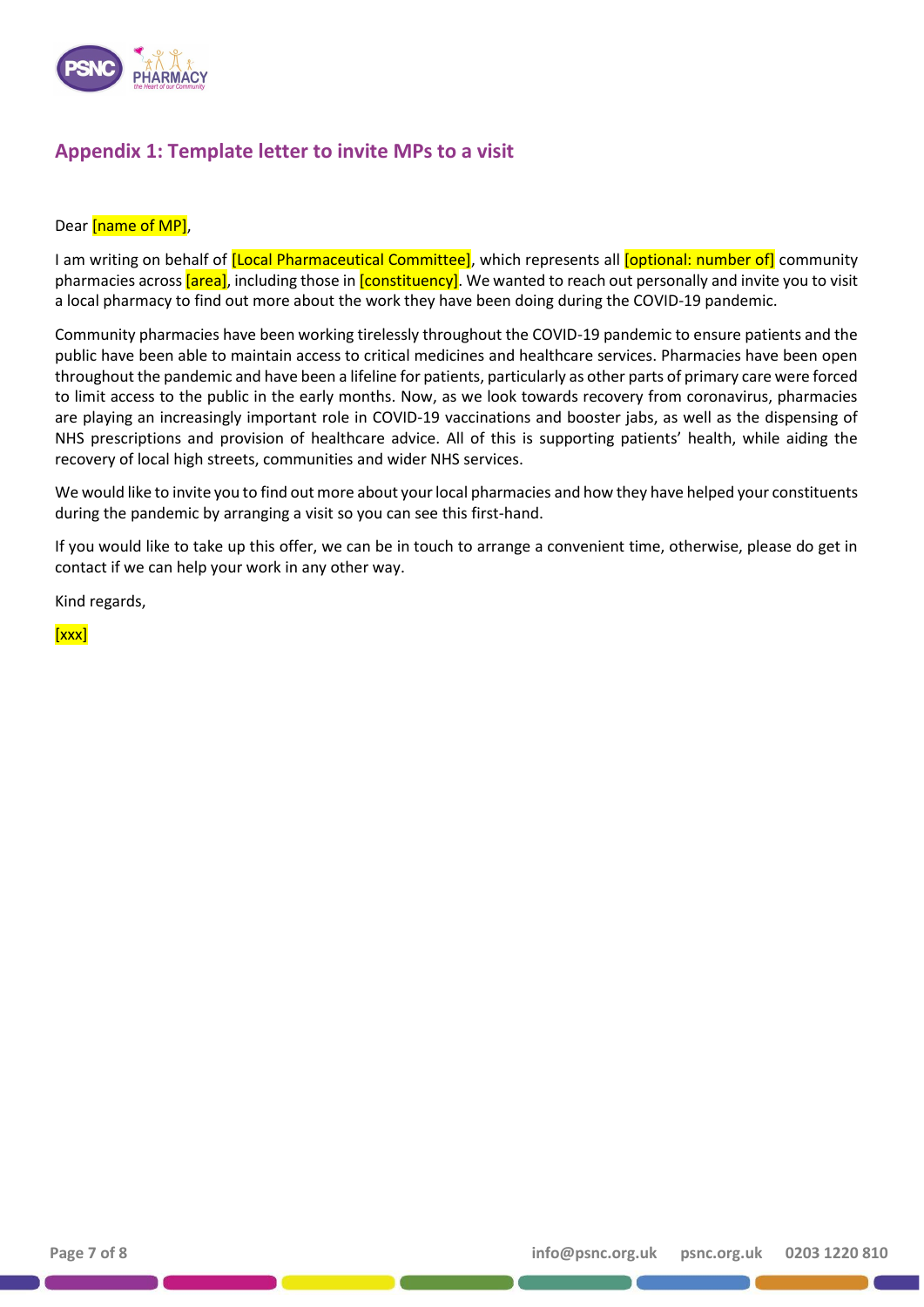## Appendix 1: Template letter to invite MPs to a visit

Dear [name of MP],

I am writing on behalf of [Local Pharmaceutical Committee], which represents all [optional: number of] community pharmacies across [area], including those in [constituency]. We wanted to reach out personally and invite you to visit a local pharmacy to find out more about the work they have been doing during the COVID-19 pandemic.

Community pharmacies have been working tirelessly throughout the COVID-19 pandemic to ensure patients and the public have been able to maintain access to critical medicines and healthcare services. Pharmacies have been open throughout the pandemic and have been a lifeline for patients, particularly as other parts of primary care were forced to limit access to the public in the early months. Now, as we look towards recovery from coronavirus, pharmacies are playing an increasingly important role in COVID-19 vaccinations and booster jabs, as well as the dispensing of NHS prescriptions and provision of healthcare advice. All of this is supporting patients' health, while aiding the recovery of local high streets, communities and wider NHS services.

We would like to invite you to find out more about your local pharmacies and how they have helped your constituents during the pandemic by arranging a visit so you can see this first-hand.

If you would like to take up this offer, we can be in touch to arrange a convenient time, otherwise, please do get in contact if we can help your work in any other way.

Kind regards,

[xxx]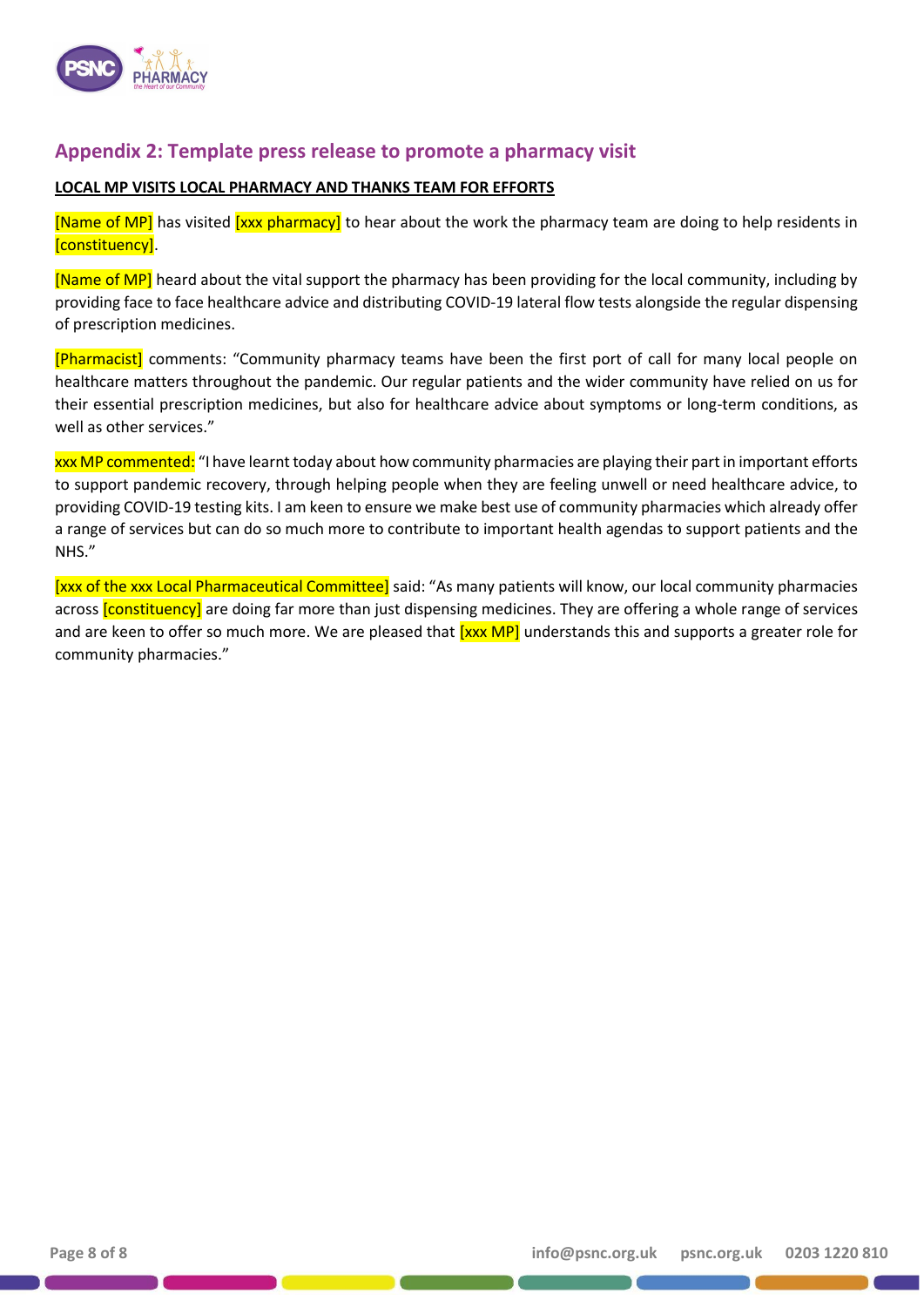## Appendix 2: Template press release to promote a pharmacy visit

**LOCAL MP VISITS LOCAL PHARMACY AND THANKS TEAM FOR EFFORTS**

[Name of MP] has visited [xxx pharmacy] to hear about the work the pharmacy team are doing to help residents in [constituency].

[Name of MP] heard about the vital support the pharmacy has been providing for the local community, including by providing face to face healthcare advice and distributing COVID-19 lateral flow tests alongside the regular dispensing of prescription medicines.

[Pharmacist] comments: "Community pharmacy teams have been the first port of call for many local people on healthcare matters throughout the pandemic. Our regular patients and the wider community have relied on us for their essential prescription medicines, but also for healthcare advice about symptoms or long-term conditions, as well as other services."

xxx MP commented: "I have learnt today about how community pharmacies are playing their part in important efforts to support pandemic recovery, through helping people when they are feeling unwell or need healthcare advice, to providing COVID-19 testing kits. I am keen to ensure we make best use of community pharmacies which already offer a range of services but can do so much more to contribute to important health agendas to support patients and the NHS."

[xxx of the xxx Local Pharmaceutical Committee] said: "As many patients will know, our local community pharmacies across [constituency] are doing far more than just dispensing medicines. They are offering a whole range of services and are keen to offer so much more. We are pleased that [xxx MP] understands this and supports a greater role for community pharmacies."